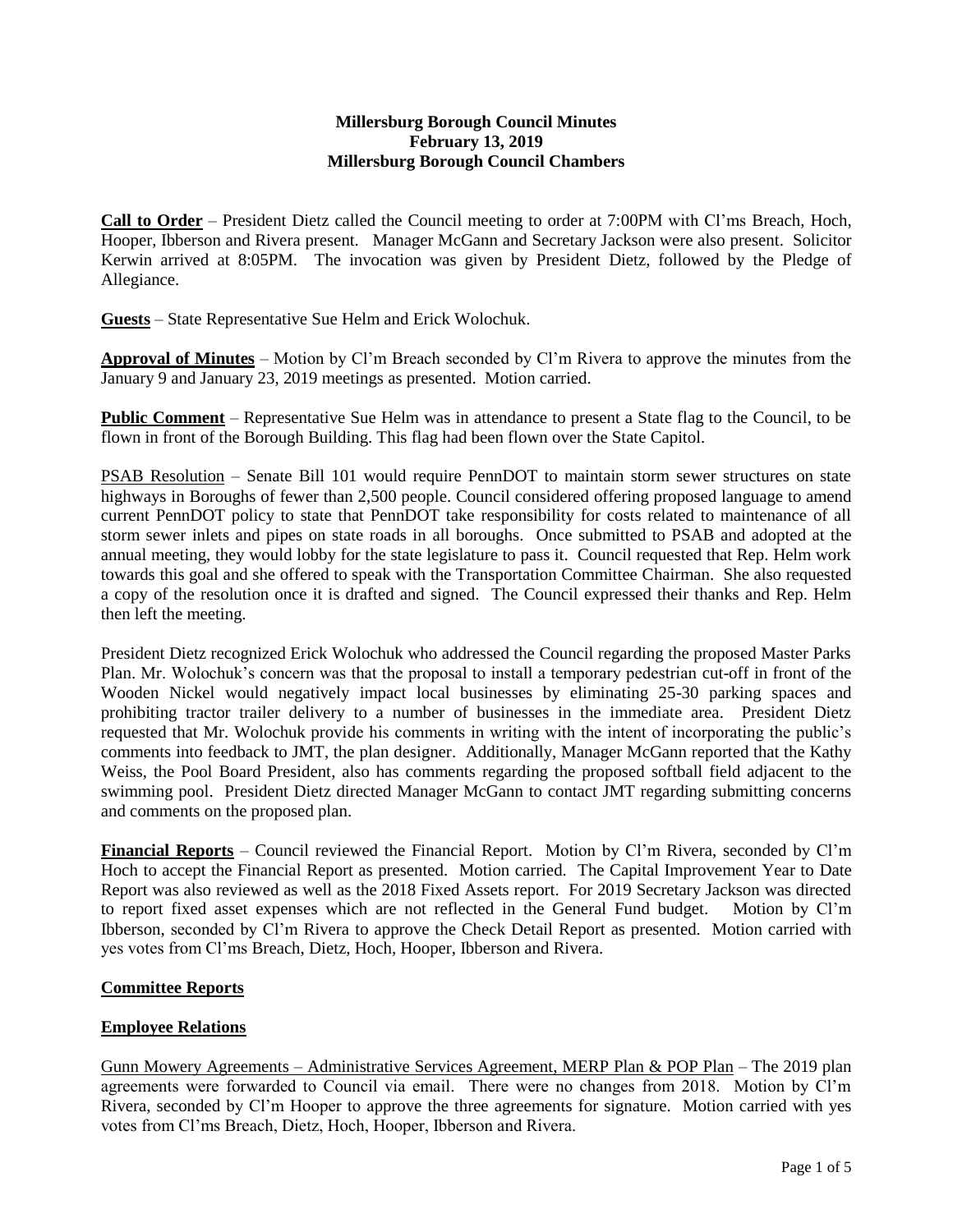**Millersburg Borough Council Minutes**
**February 13, 2019**
**Millersburg Borough Council Chambers**

**Call to Order** – President Dietz called the Council meeting to order at 7:00PM with Cl'ms Breach, Hoch, Hooper, Ibberson and Rivera present. Manager McGann and Secretary Jackson were also present. Solicitor Kerwin arrived at 8:05PM. The invocation was given by President Dietz, followed by the Pledge of Allegiance.

**Guests** – State Representative Sue Helm and Erick Wolochuk.

**Approval of Minutes** – Motion by Cl'm Breach seconded by Cl'm Rivera to approve the minutes from the January 9 and January 23, 2019 meetings as presented. Motion carried.

**Public Comment** – Representative Sue Helm was in attendance to present a State flag to the Council, to be flown in front of the Borough Building. This flag had been flown over the State Capitol.

PSAB Resolution – Senate Bill 101 would require PennDOT to maintain storm sewer structures on state highways in Boroughs of fewer than 2,500 people. Council considered offering proposed language to amend current PennDOT policy to state that PennDOT take responsibility for costs related to maintenance of all storm sewer inlets and pipes on state roads in all boroughs. Once submitted to PSAB and adopted at the annual meeting, they would lobby for the state legislature to pass it. Council requested that Rep. Helm work towards this goal and she offered to speak with the Transportation Committee Chairman. She also requested a copy of the resolution once it is drafted and signed. The Council expressed their thanks and Rep. Helm then left the meeting.

President Dietz recognized Erick Wolochuk who addressed the Council regarding the proposed Master Parks Plan. Mr. Wolochuk's concern was that the proposal to install a temporary pedestrian cut-off in front of the Wooden Nickel would negatively impact local businesses by eliminating 25-30 parking spaces and prohibiting tractor trailer delivery to a number of businesses in the immediate area. President Dietz requested that Mr. Wolochuk provide his comments in writing with the intent of incorporating the public's comments into feedback to JMT, the plan designer. Additionally, Manager McGann reported that the Kathy Weiss, the Pool Board President, also has comments regarding the proposed softball field adjacent to the swimming pool. President Dietz directed Manager McGann to contact JMT regarding submitting concerns and comments on the proposed plan.

**Financial Reports** – Council reviewed the Financial Report. Motion by Cl'm Rivera, seconded by Cl'm Hoch to accept the Financial Report as presented. Motion carried. The Capital Improvement Year to Date Report was also reviewed as well as the 2018 Fixed Assets report. For 2019 Secretary Jackson was directed to report fixed asset expenses which are not reflected in the General Fund budget. Motion by Cl'm Ibberson, seconded by Cl'm Rivera to approve the Check Detail Report as presented. Motion carried with yes votes from Cl'ms Breach, Dietz, Hoch, Hooper, Ibberson and Rivera.

**Committee Reports**

**Employee Relations**

Gunn Mowery Agreements – Administrative Services Agreement, MERP Plan & POP Plan – The 2019 plan agreements were forwarded to Council via email. There were no changes from 2018. Motion by Cl'm Rivera, seconded by Cl'm Hooper to approve the three agreements for signature. Motion carried with yes votes from Cl'ms Breach, Dietz, Hoch, Hooper, Ibberson and Rivera.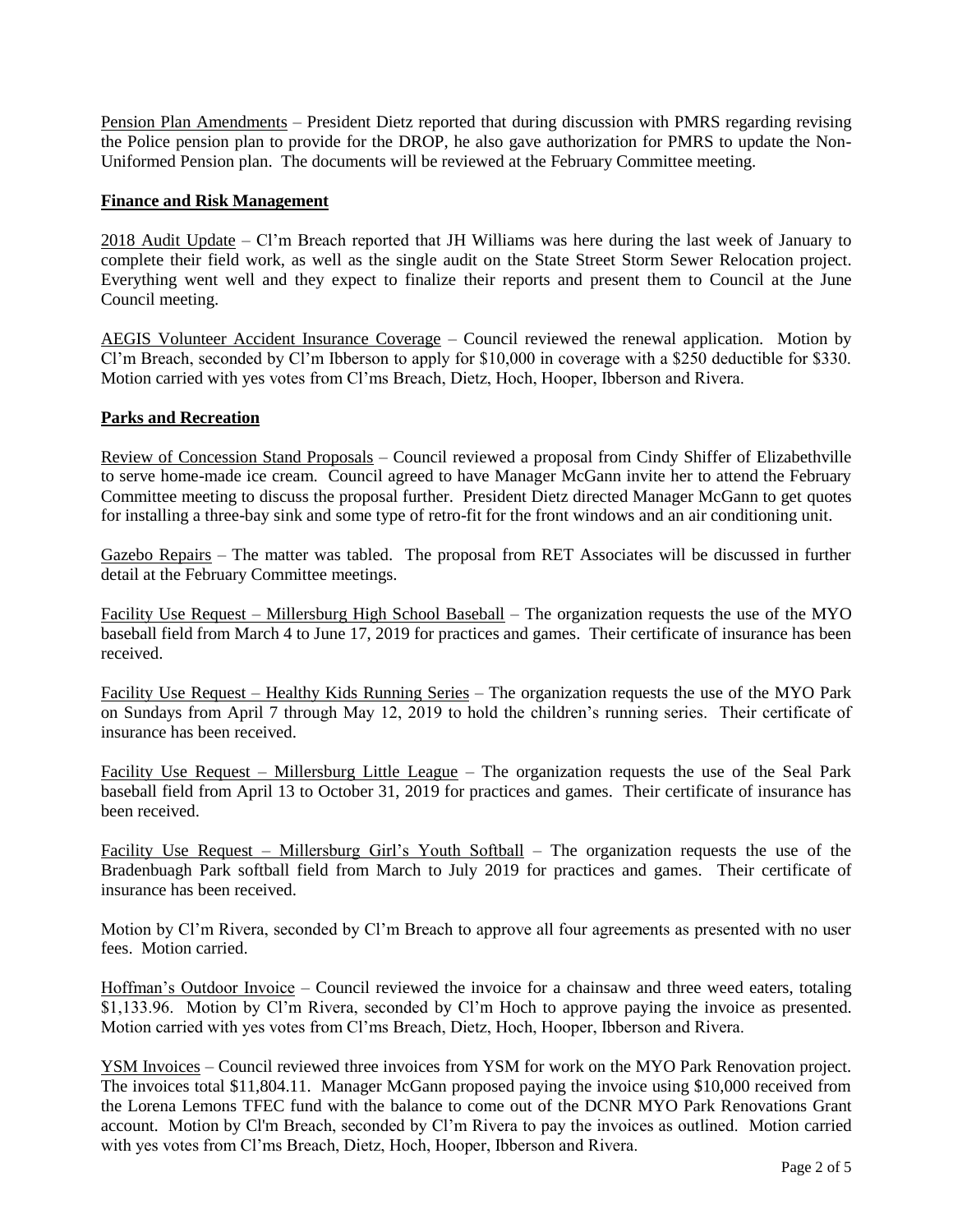Pension Plan Amendments – President Dietz reported that during discussion with PMRS regarding revising the Police pension plan to provide for the DROP, he also gave authorization for PMRS to update the Non-Uniformed Pension plan. The documents will be reviewed at the February Committee meeting.

## Finance and Risk Management

2018 Audit Update – Cl'm Breach reported that JH Williams was here during the last week of January to complete their field work, as well as the single audit on the State Street Storm Sewer Relocation project. Everything went well and they expect to finalize their reports and present them to Council at the June Council meeting.

AEGIS Volunteer Accident Insurance Coverage – Council reviewed the renewal application. Motion by Cl'm Breach, seconded by Cl'm Ibberson to apply for $10,000 in coverage with a $250 deductible for $330. Motion carried with yes votes from Cl'ms Breach, Dietz, Hoch, Hooper, Ibberson and Rivera.

## Parks and Recreation

Review of Concession Stand Proposals – Council reviewed a proposal from Cindy Shiffer of Elizabethville to serve home-made ice cream. Council agreed to have Manager McGann invite her to attend the February Committee meeting to discuss the proposal further. President Dietz directed Manager McGann to get quotes for installing a three-bay sink and some type of retro-fit for the front windows and an air conditioning unit.

Gazebo Repairs – The matter was tabled. The proposal from RET Associates will be discussed in further detail at the February Committee meetings.

Facility Use Request – Millersburg High School Baseball – The organization requests the use of the MYO baseball field from March 4 to June 17, 2019 for practices and games. Their certificate of insurance has been received.

Facility Use Request – Healthy Kids Running Series – The organization requests the use of the MYO Park on Sundays from April 7 through May 12, 2019 to hold the children's running series. Their certificate of insurance has been received.

Facility Use Request – Millersburg Little League – The organization requests the use of the Seal Park baseball field from April 13 to October 31, 2019 for practices and games. Their certificate of insurance has been received.

Facility Use Request – Millersburg Girl's Youth Softball – The organization requests the use of the Bradenbuagh Park softball field from March to July 2019 for practices and games. Their certificate of insurance has been received.

Motion by Cl'm Rivera, seconded by Cl'm Breach to approve all four agreements as presented with no user fees. Motion carried.

Hoffman's Outdoor Invoice – Council reviewed the invoice for a chainsaw and three weed eaters, totaling $1,133.96. Motion by Cl'm Rivera, seconded by Cl'm Hoch to approve paying the invoice as presented. Motion carried with yes votes from Cl'ms Breach, Dietz, Hoch, Hooper, Ibberson and Rivera.

YSM Invoices – Council reviewed three invoices from YSM for work on the MYO Park Renovation project. The invoices total $11,804.11. Manager McGann proposed paying the invoice using $10,000 received from the Lorena Lemons TFEC fund with the balance to come out of the DCNR MYO Park Renovations Grant account. Motion by Cl'm Breach, seconded by Cl'm Rivera to pay the invoices as outlined. Motion carried with yes votes from Cl'ms Breach, Dietz, Hoch, Hooper, Ibberson and Rivera.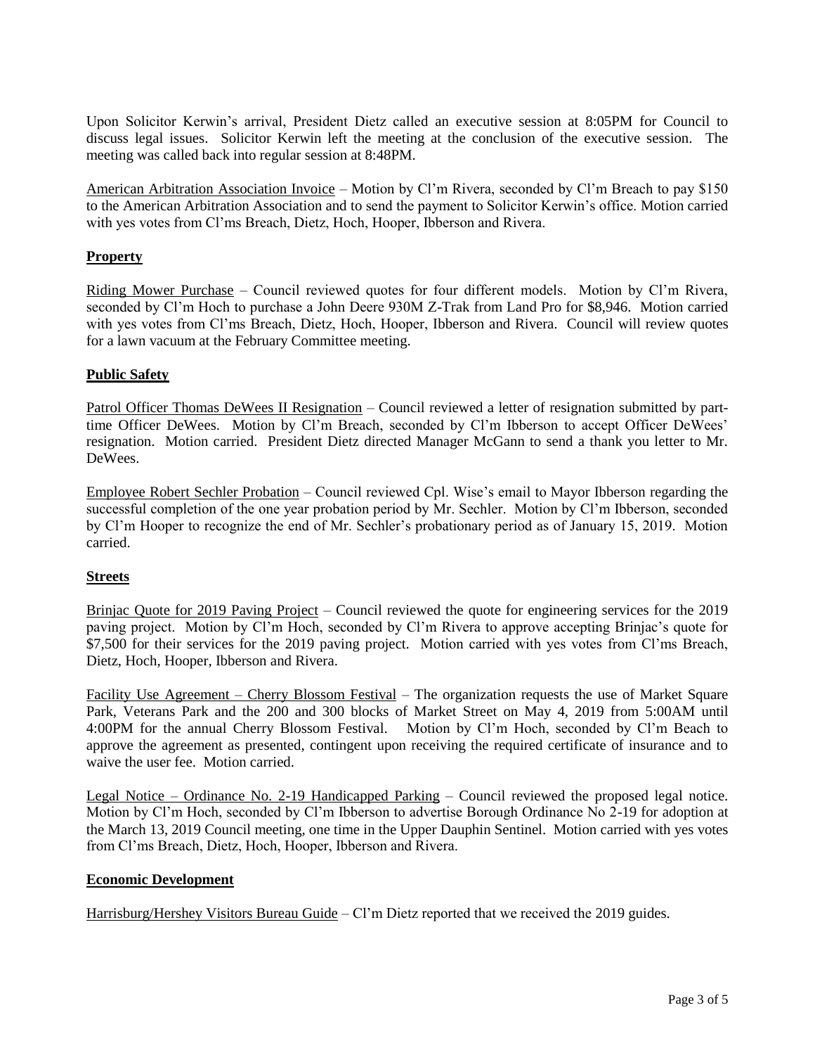Upon Solicitor Kerwin's arrival, President Dietz called an executive session at 8:05PM for Council to discuss legal issues. Solicitor Kerwin left the meeting at the conclusion of the executive session. The meeting was called back into regular session at 8:48PM.

American Arbitration Association Invoice – Motion by Cl'm Rivera, seconded by Cl'm Breach to pay $150 to the American Arbitration Association and to send the payment to Solicitor Kerwin's office. Motion carried with yes votes from Cl'ms Breach, Dietz, Hoch, Hooper, Ibberson and Rivera.

**Property**

Riding Mower Purchase – Council reviewed quotes for four different models. Motion by Cl'm Rivera, seconded by Cl'm Hoch to purchase a John Deere 930M Z-Trak from Land Pro for $8,946. Motion carried with yes votes from Cl'ms Breach, Dietz, Hoch, Hooper, Ibberson and Rivera. Council will review quotes for a lawn vacuum at the February Committee meeting.

**Public Safety**

Patrol Officer Thomas DeWees II Resignation – Council reviewed a letter of resignation submitted by part-time Officer DeWees. Motion by Cl'm Breach, seconded by Cl'm Ibberson to accept Officer DeWees' resignation. Motion carried. President Dietz directed Manager McGann to send a thank you letter to Mr. DeWees.

Employee Robert Sechler Probation – Council reviewed Cpl. Wise's email to Mayor Ibberson regarding the successful completion of the one year probation period by Mr. Sechler. Motion by Cl'm Ibberson, seconded by Cl'm Hooper to recognize the end of Mr. Sechler's probationary period as of January 15, 2019. Motion carried.

**Streets**

Brinjac Quote for 2019 Paving Project – Council reviewed the quote for engineering services for the 2019 paving project. Motion by Cl'm Hoch, seconded by Cl'm Rivera to approve accepting Brinjac's quote for $7,500 for their services for the 2019 paving project. Motion carried with yes votes from Cl'ms Breach, Dietz, Hoch, Hooper, Ibberson and Rivera.

Facility Use Agreement – Cherry Blossom Festival – The organization requests the use of Market Square Park, Veterans Park and the 200 and 300 blocks of Market Street on May 4, 2019 from 5:00AM until 4:00PM for the annual Cherry Blossom Festival. Motion by Cl'm Hoch, seconded by Cl'm Beach to approve the agreement as presented, contingent upon receiving the required certificate of insurance and to waive the user fee. Motion carried.

Legal Notice – Ordinance No. 2-19 Handicapped Parking – Council reviewed the proposed legal notice. Motion by Cl'm Hoch, seconded by Cl'm Ibberson to advertise Borough Ordinance No 2-19 for adoption at the March 13, 2019 Council meeting, one time in the Upper Dauphin Sentinel. Motion carried with yes votes from Cl'ms Breach, Dietz, Hoch, Hooper, Ibberson and Rivera.

**Economic Development**

Harrisburg/Hershey Visitors Bureau Guide – Cl'm Dietz reported that we received the 2019 guides.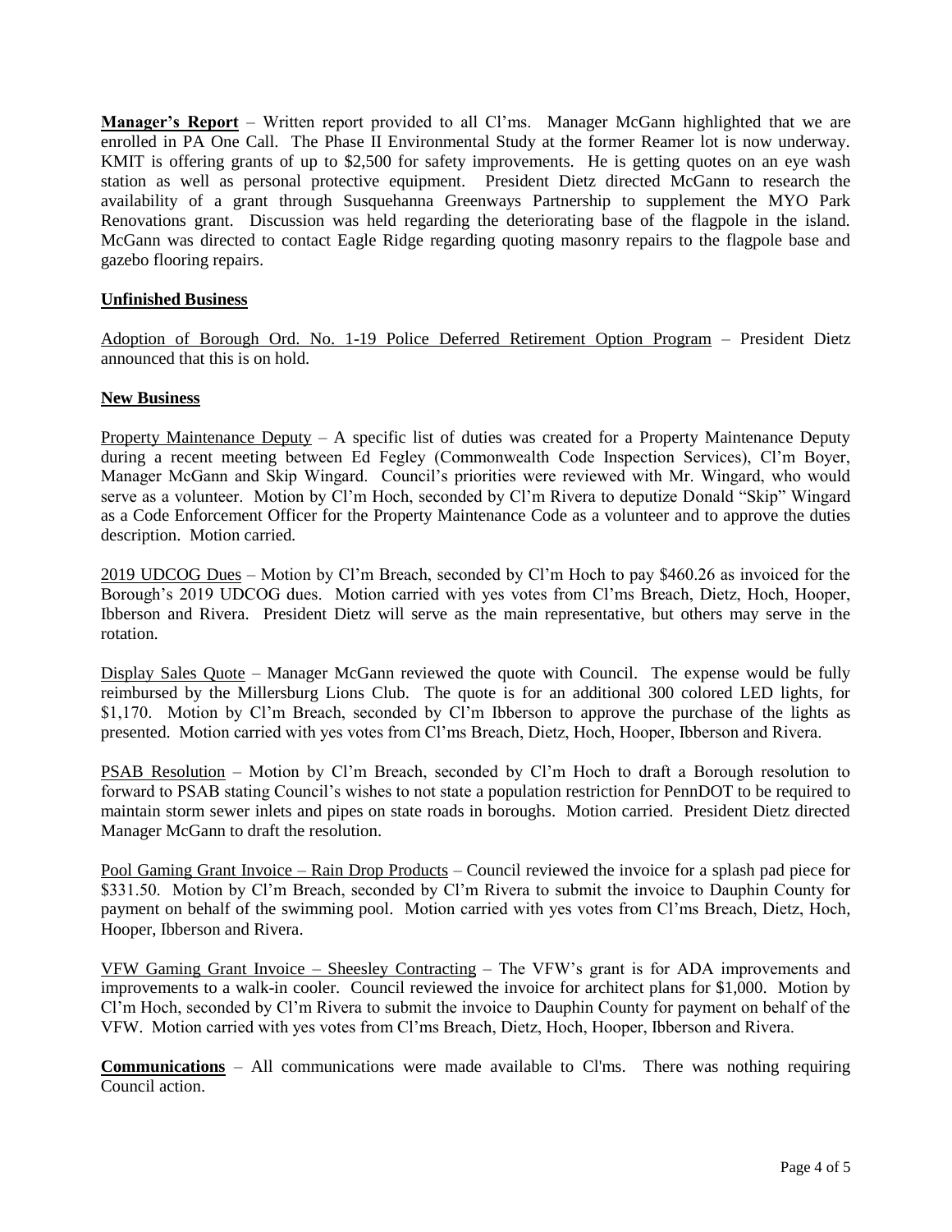**Manager's Report** – Written report provided to all Cl'ms. Manager McGann highlighted that we are enrolled in PA One Call. The Phase II Environmental Study at the former Reamer lot is now underway. KMIT is offering grants of up to $2,500 for safety improvements. He is getting quotes on an eye wash station as well as personal protective equipment. President Dietz directed McGann to research the availability of a grant through Susquehanna Greenways Partnership to supplement the MYO Park Renovations grant. Discussion was held regarding the deteriorating base of the flagpole in the island. McGann was directed to contact Eagle Ridge regarding quoting masonry repairs to the flagpole base and gazebo flooring repairs.

**Unfinished Business**

Adoption of Borough Ord. No. 1-19 Police Deferred Retirement Option Program – President Dietz announced that this is on hold.

**New Business**

Property Maintenance Deputy – A specific list of duties was created for a Property Maintenance Deputy during a recent meeting between Ed Fegley (Commonwealth Code Inspection Services), Cl'm Boyer, Manager McGann and Skip Wingard. Council's priorities were reviewed with Mr. Wingard, who would serve as a volunteer. Motion by Cl'm Hoch, seconded by Cl'm Rivera to deputize Donald "Skip" Wingard as a Code Enforcement Officer for the Property Maintenance Code as a volunteer and to approve the duties description. Motion carried.

2019 UDCOG Dues – Motion by Cl'm Breach, seconded by Cl'm Hoch to pay $460.26 as invoiced for the Borough's 2019 UDCOG dues. Motion carried with yes votes from Cl'ms Breach, Dietz, Hoch, Hooper, Ibberson and Rivera. President Dietz will serve as the main representative, but others may serve in the rotation.

Display Sales Quote – Manager McGann reviewed the quote with Council. The expense would be fully reimbursed by the Millersburg Lions Club. The quote is for an additional 300 colored LED lights, for $1,170. Motion by Cl'm Breach, seconded by Cl'm Ibberson to approve the purchase of the lights as presented. Motion carried with yes votes from Cl'ms Breach, Dietz, Hoch, Hooper, Ibberson and Rivera.

PSAB Resolution – Motion by Cl'm Breach, seconded by Cl'm Hoch to draft a Borough resolution to forward to PSAB stating Council's wishes to not state a population restriction for PennDOT to be required to maintain storm sewer inlets and pipes on state roads in boroughs. Motion carried. President Dietz directed Manager McGann to draft the resolution.

Pool Gaming Grant Invoice – Rain Drop Products – Council reviewed the invoice for a splash pad piece for $331.50. Motion by Cl'm Breach, seconded by Cl'm Rivera to submit the invoice to Dauphin County for payment on behalf of the swimming pool. Motion carried with yes votes from Cl'ms Breach, Dietz, Hoch, Hooper, Ibberson and Rivera.

VFW Gaming Grant Invoice – Sheesley Contracting – The VFW's grant is for ADA improvements and improvements to a walk-in cooler. Council reviewed the invoice for architect plans for $1,000. Motion by Cl'm Hoch, seconded by Cl'm Rivera to submit the invoice to Dauphin County for payment on behalf of the VFW. Motion carried with yes votes from Cl'ms Breach, Dietz, Hoch, Hooper, Ibberson and Rivera.

**Communications** – All communications were made available to Cl'ms. There was nothing requiring Council action.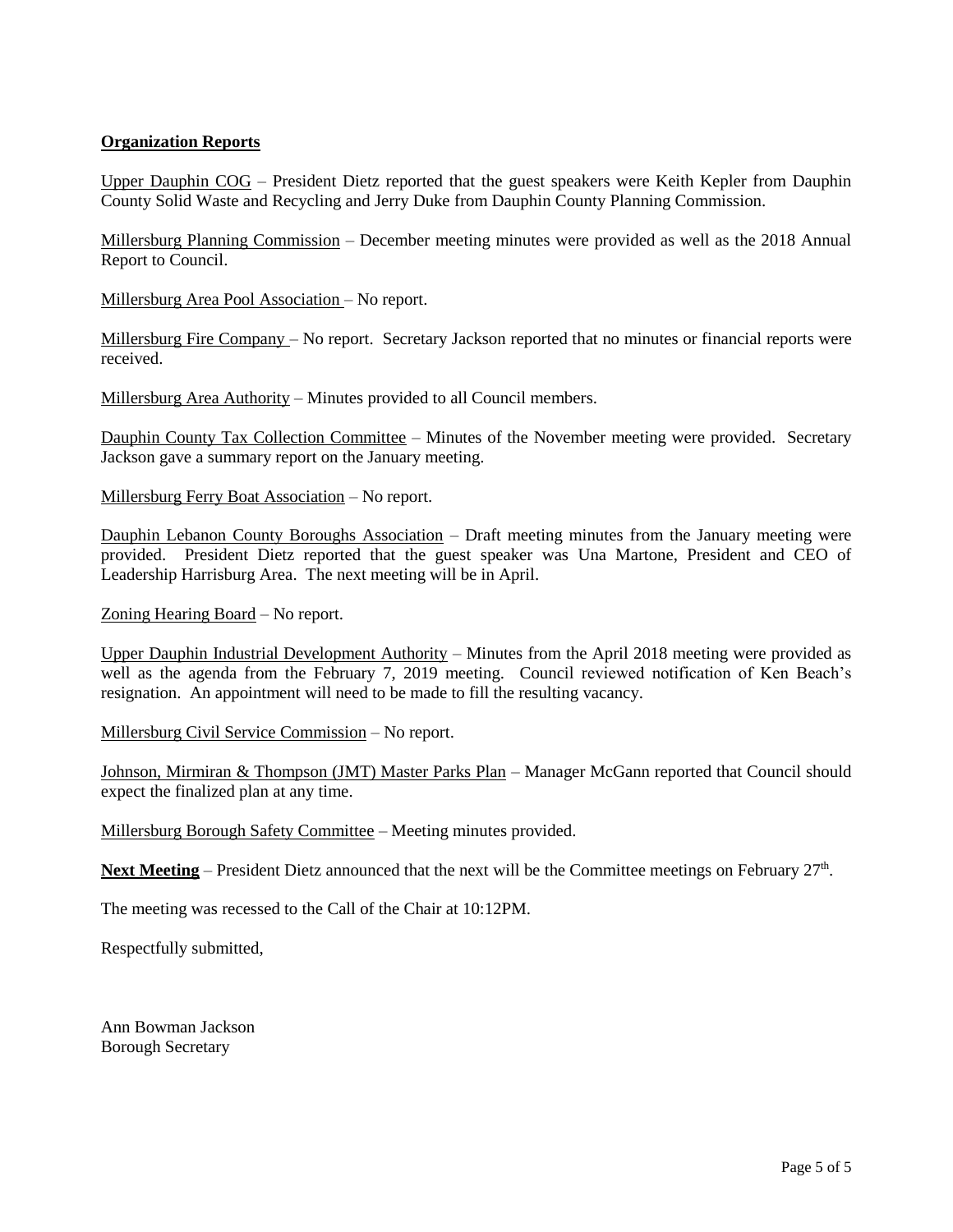**Organization Reports**

Upper Dauphin COG – President Dietz reported that the guest speakers were Keith Kepler from Dauphin County Solid Waste and Recycling and Jerry Duke from Dauphin County Planning Commission.

Millersburg Planning Commission – December meeting minutes were provided as well as the 2018 Annual Report to Council.

Millersburg Area Pool Association – No report.

Millersburg Fire Company – No report. Secretary Jackson reported that no minutes or financial reports were received.

Millersburg Area Authority – Minutes provided to all Council members.

Dauphin County Tax Collection Committee – Minutes of the November meeting were provided. Secretary Jackson gave a summary report on the January meeting.

Millersburg Ferry Boat Association – No report.

Dauphin Lebanon County Boroughs Association – Draft meeting minutes from the January meeting were provided. President Dietz reported that the guest speaker was Una Martone, President and CEO of Leadership Harrisburg Area. The next meeting will be in April.

Zoning Hearing Board – No report.

Upper Dauphin Industrial Development Authority – Minutes from the April 2018 meeting were provided as well as the agenda from the February 7, 2019 meeting. Council reviewed notification of Ken Beach's resignation. An appointment will need to be made to fill the resulting vacancy.

Millersburg Civil Service Commission – No report.

Johnson, Mirmiran & Thompson (JMT) Master Parks Plan – Manager McGann reported that Council should expect the finalized plan at any time.

Millersburg Borough Safety Committee – Meeting minutes provided.

**Next Meeting** – President Dietz announced that the next will be the Committee meetings on February 27th.

The meeting was recessed to the Call of the Chair at 10:12PM.

Respectfully submitted,

Ann Bowman Jackson
Borough Secretary